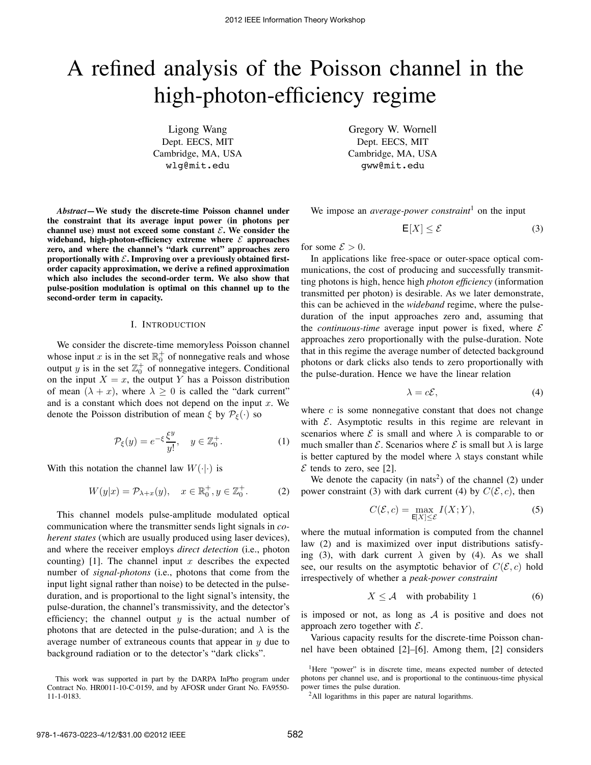# A refined analysis of the Poisson channel in the high-photon-efficiency regime

Ligong Wang
Dept. EECS, MIT
Cambridge, MA, USA
wlg@mit.edu

Gregory W. Wornell
Dept. EECS, MIT
Cambridge, MA, USA
gww@mit.edu

***Abstract*—We study the discrete-time Poisson channel under the constraint that its average input power (in photons per channel use) must not exceed some constant $\mathcal{E}$. We consider the wideband, high-photon-efficiency extreme where $\mathcal{E}$ approaches zero, and where the channel's "dark current" approaches zero proportionally with $\mathcal{E}$. Improving over a previously obtained first-order capacity approximation, we derive a refined approximation which also includes the second-order term. We also show that pulse-position modulation is optimal on this channel up to the second-order term in capacity.**

## I. Introduction

We consider the discrete-time memoryless Poisson channel whose input $x$ is in the set $\mathbb{R}_0^+$ of nonnegative reals and whose output $y$ is in the set $\mathbb{Z}_0^+$ of nonnegative integers. Conditional on the input $X = x$, the output $Y$ has a Poisson distribution of mean $(\lambda + x)$, where $\lambda \geq 0$ is called the "dark current" and is a constant which does not depend on the input $x$. We denote the Poisson distribution of mean $\xi$ by $\mathcal{P}_\xi(\cdot)$ so

$$\mathcal{P}_\xi(y) = e^{-\xi}\frac{\xi^y}{y!}, \quad y \in \mathbb{Z}_0^+. \tag{1}$$

With this notation the channel law $W(\cdot|\cdot)$ is

$$W(y|x) = \mathcal{P}_{\lambda+x}(y), \quad x \in \mathbb{R}_0^+, y \in \mathbb{Z}_0^+. \tag{2}$$

This channel models pulse-amplitude modulated optical communication where the transmitter sends light signals in *coherent states* (which are usually produced using laser devices), and where the receiver employs *direct detection* (i.e., photon counting) [1]. The channel input $x$ describes the expected number of *signal-photons* (i.e., photons that come from the input light signal rather than noise) to be detected in the pulse-duration, and is proportional to the light signal's intensity, the pulse-duration, the channel's transmissivity, and the detector's efficiency; the channel output $y$ is the actual number of photons that are detected in the pulse-duration; and $\lambda$ is the average number of extraneous counts that appear in $y$ due to background radiation or to the detector's "dark clicks".

We impose an *average-power constraint*[1] on the input

$$\mathsf{E}[X] \leq \mathcal{E} \tag{3}$$

for some $\mathcal{E} > 0$.

In applications like free-space or outer-space optical communications, the cost of producing and successfully transmitting photons is high, hence high *photon efficiency* (information transmitted per photon) is desirable. As we later demonstrate, this can be achieved in the *wideband* regime, where the pulse-duration of the input approaches zero and, assuming that the *continuous-time* average input power is fixed, where $\mathcal{E}$ approaches zero proportionally with the pulse-duration. Note that in this regime the average number of detected background photons or dark clicks also tends to zero proportionally with the pulse-duration. Hence we have the linear relation

$$\lambda = c\mathcal{E}, \tag{4}$$

where $c$ is some nonnegative constant that does not change with $\mathcal{E}$. Asymptotic results in this regime are relevant in scenarios where $\mathcal{E}$ is small and where $\lambda$ is comparable to or much smaller than $\mathcal{E}$. Scenarios where $\mathcal{E}$ is small but $\lambda$ is large is better captured by the model where $\lambda$ stays constant while $\mathcal{E}$ tends to zero, see [2].

We denote the capacity (in nats[2]) of the channel (2) under power constraint (3) with dark current (4) by $C(\mathcal{E}, c)$, then

$$C(\mathcal{E}, c) = \max_{\mathsf{E}[X]\leq\mathcal{E}} I(X;Y), \tag{5}$$

where the mutual information is computed from the channel law (2) and is maximized over input distributions satisfying (3), with dark current $\lambda$ given by (4). As we shall see, our results on the asymptotic behavior of $C(\mathcal{E}, c)$ hold irrespectively of whether a *peak-power constraint*

$$X \leq \mathcal{A} \quad \text{with probability } 1 \tag{6}$$

is imposed or not, as long as $\mathcal{A}$ is positive and does not approach zero together with $\mathcal{E}$.

Various capacity results for the discrete-time Poisson channel have been obtained [2]–[6]. Among them, [2] considers

This work was supported in part by the DARPA InPho program under Contract No. HR0011-10-C-0159, and by AFOSR under Grant No. FA9550-11-1-0183.

[1]Here "power" is in discrete time, means expected number of detected photons per channel use, and is proportional to the continuous-time physical power times the pulse duration.

[2]All logarithms in this paper are natural logarithms.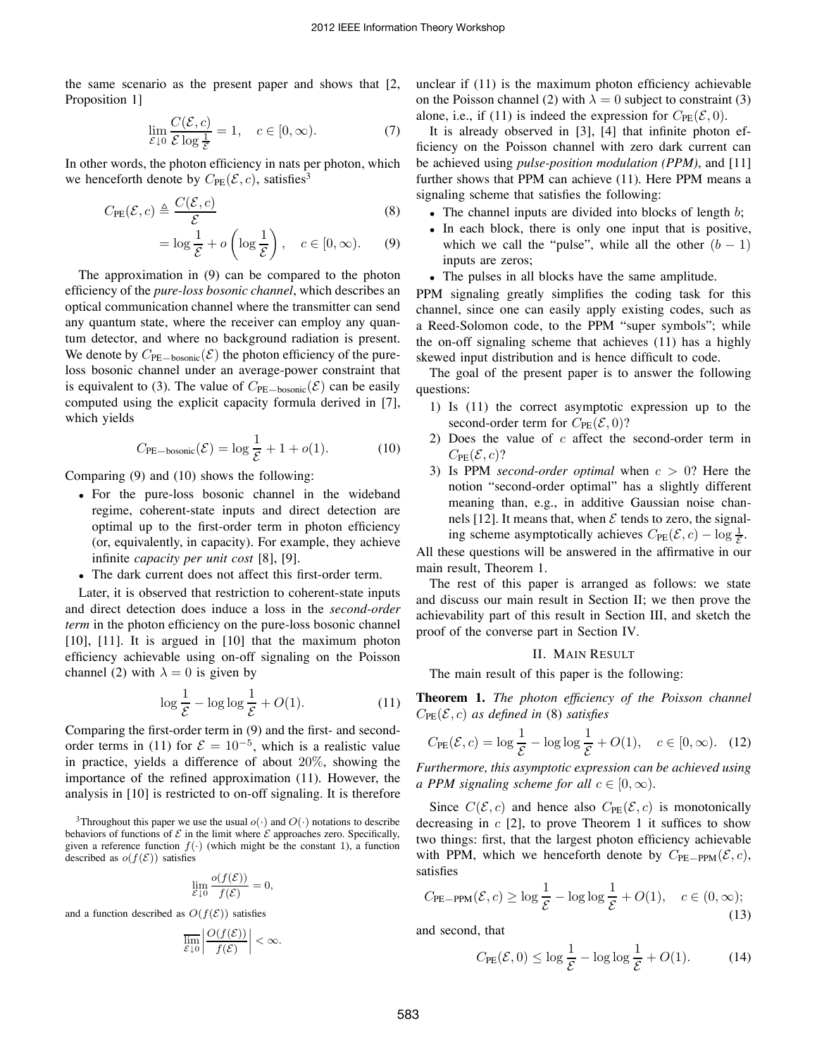the same scenario as the present paper and shows that [2, Proposition 1]

$$\lim_{\mathcal{E}\downarrow 0} \frac{C(\mathcal{E},c)}{\mathcal{E}\log\frac{1}{\mathcal{E}}} = 1, \quad c\in[0,\infty). \tag{7}$$

In other words, the photon efficiency in nats per photon, which we henceforth denote by $C_{\text{PE}}(\mathcal{E},c)$, satisfies[3]

$$C_{\text{PE}}(\mathcal{E},c) \triangleq \frac{C(\mathcal{E},c)}{\mathcal{E}} \tag{8}$$

$$= \log\frac{1}{\mathcal{E}} + o\left(\log\frac{1}{\mathcal{E}}\right), \quad c\in[0,\infty). \tag{9}$$

The approximation in (9) can be compared to the photon efficiency of the *pure-loss bosonic channel*, which describes an optical communication channel where the transmitter can send any quantum state, where the receiver can employ any quantum detector, and where no background radiation is present. We denote by $C_{\text{PE}-\text{bosonic}}(\mathcal{E})$ the photon efficiency of the pure-loss bosonic channel under an average-power constraint that is equivalent to (3). The value of $C_{\text{PE}-\text{bosonic}}(\mathcal{E})$ can be easily computed using the explicit capacity formula derived in [7], which yields

$$C_{\text{PE}-\text{bosonic}}(\mathcal{E}) = \log\frac{1}{\mathcal{E}} + 1 + o(1). \tag{10}$$

Comparing (9) and (10) shows the following:

- For the pure-loss bosonic channel in the wideband regime, coherent-state inputs and direct detection are optimal up to the first-order term in photon efficiency (or, equivalently, in capacity). For example, they achieve infinite *capacity per unit cost* [8], [9].
- The dark current does not affect this first-order term.

Later, it is observed that restriction to coherent-state inputs and direct detection does induce a loss in the *second-order term* in the photon efficiency on the pure-loss bosonic channel [10], [11]. It is argued in [10] that the maximum photon efficiency achievable using on-off signaling on the Poisson channel (2) with $\lambda = 0$ is given by

$$\log\frac{1}{\mathcal{E}} - \log\log\frac{1}{\mathcal{E}} + O(1). \tag{11}$$

Comparing the first-order term in (9) and the first- and second-order terms in (11) for $\mathcal{E} = 10^{-5}$, which is a realistic value in practice, yields a difference of about 20%, showing the importance of the refined approximation (11). However, the analysis in [10] is restricted to on-off signaling. It is therefore unclear if (11) is the maximum photon efficiency achievable on the Poisson channel (2) with $\lambda = 0$ subject to constraint (3) alone, i.e., if (11) is indeed the expression for $C_{\text{PE}}(\mathcal{E},0)$.

It is already observed in [3], [4] that infinite photon efficiency on the Poisson channel with zero dark current can be achieved using *pulse-position modulation (PPM)*, and [11] further shows that PPM can achieve (11). Here PPM means a signaling scheme that satisfies the following:

- The channel inputs are divided into blocks of length $b$;
- In each block, there is only one input that is positive, which we call the "pulse", while all the other $(b-1)$ inputs are zeros;
- The pulses in all blocks have the same amplitude.

PPM signaling greatly simplifies the coding task for this channel, since one can easily apply existing codes, such as a Reed-Solomon code, to the PPM "super symbols"; while the on-off signaling scheme that achieves (11) has a highly skewed input distribution and is hence difficult to code.

The goal of the present paper is to answer the following questions:

1) Is (11) the correct asymptotic expression up to the second-order term for $C_{\text{PE}}(\mathcal{E},0)$?
2) Does the value of $c$ affect the second-order term in $C_{\text{PE}}(\mathcal{E},c)$?
3) Is PPM *second-order optimal* when $c > 0$? Here the notion "second-order optimal" has a slightly different meaning than, e.g., in additive Gaussian noise channels [12]. It means that, when $\mathcal{E}$ tends to zero, the signaling scheme asymptotically achieves $C_{\text{PE}}(\mathcal{E},c) - \log\frac{1}{\mathcal{E}}$.

All these questions will be answered in the affirmative in our main result, Theorem 1.

The rest of this paper is arranged as follows: we state and discuss our main result in Section II; we then prove the achievability part of this result in Section III, and sketch the proof of the converse part in Section IV.

## II. Main Result

The main result of this paper is the following:

**Theorem 1.** *The photon efficiency of the Poisson channel $C_{\text{PE}}(\mathcal{E},c)$ as defined in* (8) *satisfies*

$$C_{\text{PE}}(\mathcal{E},c) = \log\frac{1}{\mathcal{E}} - \log\log\frac{1}{\mathcal{E}} + O(1), \quad c\in[0,\infty). \tag{12}$$

*Furthermore, this asymptotic expression can be achieved using a PPM signaling scheme for all $c\in[0,\infty)$.*

Since $C(\mathcal{E},c)$ and hence also $C_{\text{PE}}(\mathcal{E},c)$ is monotonically decreasing in $c$ [2], to prove Theorem 1 it suffices to show two things: first, that the largest photon efficiency achievable with PPM, which we henceforth denote by $C_{\text{PE}-\text{PPM}}(\mathcal{E},c)$, satisfies

$$C_{\text{PE}-\text{PPM}}(\mathcal{E},c) \geq \log\frac{1}{\mathcal{E}} - \log\log\frac{1}{\mathcal{E}} + O(1), \quad c\in(0,\infty); \tag{13}$$

and second, that

$$C_{\text{PE}}(\mathcal{E},0) \leq \log\frac{1}{\mathcal{E}} - \log\log\frac{1}{\mathcal{E}} + O(1). \tag{14}$$

[3] Throughout this paper we use the usual $o(\cdot)$ and $O(\cdot)$ notations to describe behaviors of functions of $\mathcal{E}$ in the limit where $\mathcal{E}$ approaches zero. Specifically, given a reference function $f(\cdot)$ (which might be the constant 1), a function described as $o(f(\mathcal{E}))$ satisfies

$$\lim_{\mathcal{E}\downarrow 0}\frac{o(f(\mathcal{E}))}{f(\mathcal{E})} = 0,$$

and a function described as $O(f(\mathcal{E}))$ satisfies

$$\varlimsup_{\mathcal{E}\downarrow 0}\left|\frac{O(f(\mathcal{E}))}{f(\mathcal{E})}\right| < \infty.$$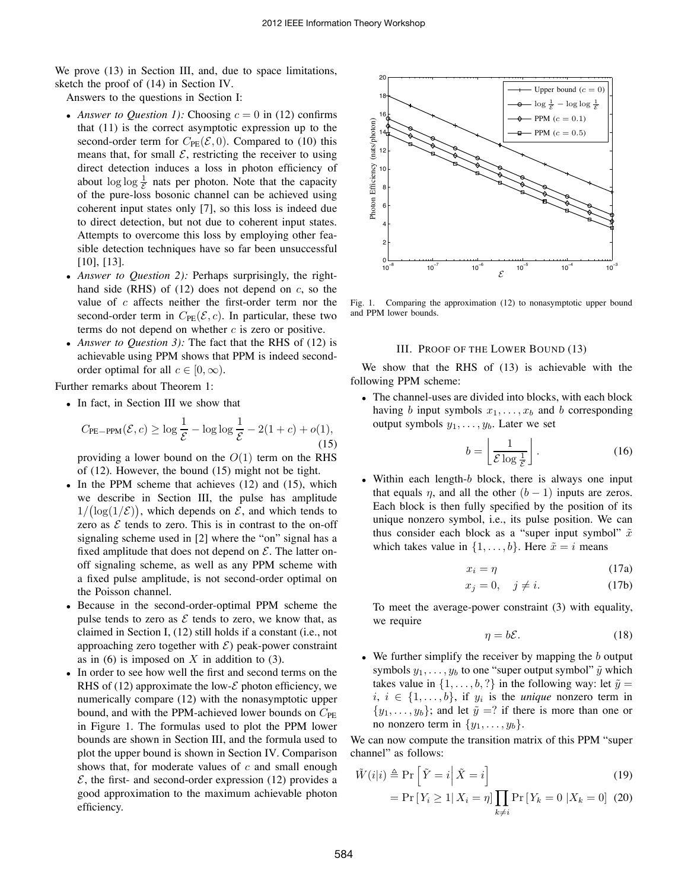We prove (13) in Section III, and, due to space limitations, sketch the proof of (14) in Section IV.

Answers to the questions in Section I:

- *Answer to Question 1):* Choosing $c = 0$ in (12) confirms that (11) is the correct asymptotic expression up to the second-order term for $C_{\text{PE}}(\mathcal{E}, 0)$. Compared to (10) this means that, for small $\mathcal{E}$, restricting the receiver to using direct detection induces a loss in photon efficiency of about $\log\log\frac{1}{\mathcal{E}}$ nats per photon. Note that the capacity of the pure-loss bosonic channel can be achieved using coherent input states only [7], so this loss is indeed due to direct detection, but not due to coherent input states. Attempts to overcome this loss by employing other feasible detection techniques have so far been unsuccessful [10], [13].
- *Answer to Question 2):* Perhaps surprisingly, the right-hand side (RHS) of (12) does not depend on $c$, so the value of $c$ affects neither the first-order term nor the second-order term in $C_{\text{PE}}(\mathcal{E}, c)$. In particular, these two terms do not depend on whether $c$ is zero or positive.
- *Answer to Question 3):* The fact that the RHS of (12) is achievable using PPM shows that PPM is indeed second-order optimal for all $c \in [0, \infty)$.

Further remarks about Theorem 1:

- In fact, in Section III we show that
$$C_{\text{PE}-\text{PPM}}(\mathcal{E}, c) \geq \log\frac{1}{\mathcal{E}} - \log\log\frac{1}{\mathcal{E}} - 2(1+c) + o(1), \tag{15}$$
providing a lower bound on the $O(1)$ term on the RHS of (12). However, the bound (15) might not be tight.
- In the PPM scheme that achieves (12) and (15), which we describe in Section III, the pulse has amplitude $1/\big(\log(1/\mathcal{E})\big)$, which depends on $\mathcal{E}$, and which tends to zero as $\mathcal{E}$ tends to zero. This is in contrast to the on-off signaling scheme used in [2] where the "on" signal has a fixed amplitude that does not depend on $\mathcal{E}$. The latter on-off signaling scheme, as well as any PPM scheme with a fixed pulse amplitude, is not second-order optimal on the Poisson channel.
- Because in the second-order-optimal PPM scheme the pulse tends to zero as $\mathcal{E}$ tends to zero, we know that, as claimed in Section I, (12) still holds if a constant (i.e., not approaching zero together with $\mathcal{E}$) peak-power constraint as in (6) is imposed on $X$ in addition to (3).
- In order to see how well the first and second terms on the RHS of (12) approximate the low-$\mathcal{E}$ photon efficiency, we numerically compare (12) with the nonasymptotic upper bound, and with the PPM-achieved lower bounds on $C_{\text{PE}}$ in Figure 1. The formulas used to plot the PPM lower bounds are shown in Section III, and the formula used to plot the upper bound is shown in Section IV. Comparison shows that, for moderate values of $c$ and small enough $\mathcal{E}$, the first- and second-order expression (12) provides a good approximation to the maximum achievable photon efficiency.

Fig. 1. Comparing the approximation (12) to nonasymptotic upper bound and PPM lower bounds.

## III. Proof of the Lower Bound (13)

We show that the RHS of (13) is achievable with the following PPM scheme:

- The channel-uses are divided into blocks, with each block having $b$ input symbols $x_1, \ldots, x_b$ and $b$ corresponding output symbols $y_1, \ldots, y_b$. Later we set
$$b = \left\lfloor \frac{1}{\mathcal{E}\log\frac{1}{\mathcal{E}}} \right\rfloor. \tag{16}$$
- Within each length-$b$ block, there is always one input that equals $\eta$, and all the other $(b-1)$ inputs are zeros. Each block is then fully specified by the position of its unique nonzero symbol, i.e., its pulse position. We can thus consider each block as a "super input symbol" $\tilde{x}$ which takes value in $\{1, \ldots, b\}$. Here $\tilde{x} = i$ means
$$x_i = \eta \tag{17a}$$
$$x_j = 0, \quad j \neq i. \tag{17b}$$
To meet the average-power constraint (3) with equality, we require
$$\eta = b\mathcal{E}. \tag{18}$$
- We further simplify the receiver by mapping the $b$ output symbols $y_1, \ldots, y_b$ to one "super output symbol" $\tilde{y}$ which takes value in $\{1, \ldots, b, ?\}$ in the following way: let $\tilde{y} = i$, $i \in \{1, \ldots, b\}$, if $y_i$ is the *unique* nonzero term in $\{y_1, \ldots, y_b\}$; and let $\tilde{y} = ?$ if there is more than one or no nonzero term in $\{y_1, \ldots, y_b\}$.

We can now compute the transition matrix of this PPM "super channel" as follows:

$$\tilde{W}(i|i) \triangleq \Pr\left[\tilde{Y} = i \,\middle|\, \tilde{X} = i\right] \tag{19}$$
$$= \Pr\left[Y_i \geq 1 \,\middle|\, X_i = \eta\right] \prod_{k \neq i} \Pr\left[Y_k = 0 \,|X_k = 0\right] \tag{20}$$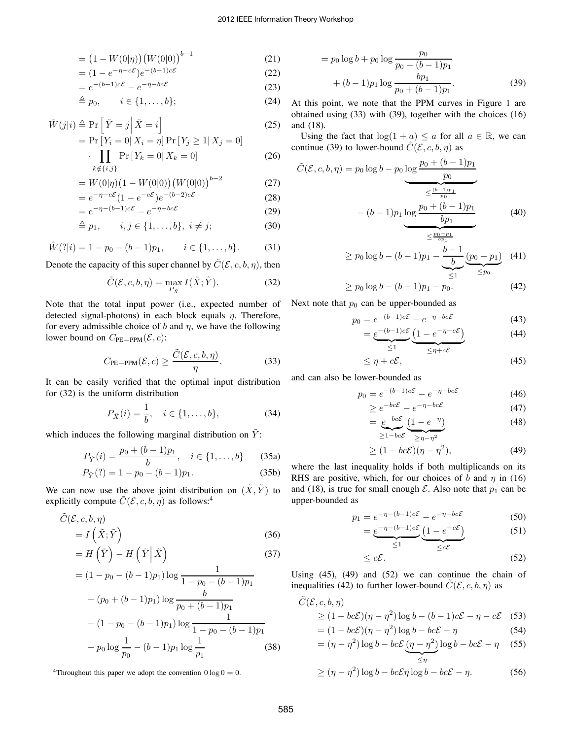$$= \big(1 - W(0|\eta)\big)\big(W(0|0)\big)^{b-1} \tag{21}$$

$$= (1 - e^{-\eta - c\mathcal{E}})e^{-(b-1)c\mathcal{E}} \tag{22}$$

$$= e^{-(b-1)c\mathcal{E}} - e^{-\eta - bc\mathcal{E}} \tag{23}$$

$$\triangleq p_0, \qquad i \in \{1, \ldots, b\}; \tag{24}$$

$$\tilde{W}(j|i) \triangleq \Pr\left[\tilde{Y} = j \,\middle|\, \tilde{X} = i\right] \tag{25}$$

$$= \Pr\left[Y_i = 0 \middle| X_i = \eta\right] \Pr\left[Y_j \geq 1 \middle| X_j = 0\right] \cdot \prod_{k \notin \{i,j\}} \Pr\left[Y_k = 0 \middle| X_k = 0\right] \tag{26}$$

$$= W(0|\eta)\big(1 - W(0|0)\big)\big(W(0|0)\big)^{b-2} \tag{27}$$

$$= e^{-\eta - c\mathcal{E}}(1 - e^{-c\mathcal{E}})e^{-(b-2)c\mathcal{E}} \tag{28}$$

$$= e^{-\eta-(b-1)c\mathcal{E}} - e^{-\eta - bc\mathcal{E}} \tag{29}$$

$$\triangleq p_1, \qquad i, j \in \{1, \ldots, b\},\ i \neq j; \tag{30}$$

$$\tilde{W}(?|i) = 1 - p_0 - (b-1)p_1, \qquad i \in \{1, \ldots, b\}. \tag{31}$$

Denote the capacity of this super channel by $\tilde{C}(\mathcal{E}, c, b, \eta)$, then

$$\tilde{C}(\mathcal{E}, c, b, \eta) = \max_{P_{\tilde{X}}} I(\tilde{X}; \tilde{Y}). \tag{32}$$

Note that the total input power (i.e., expected number of detected signal-photons) in each block equals $\eta$. Therefore, for every admissible choice of $b$ and $\eta$, we have the following lower bound on $C_{\text{PE}-\text{PPM}}(\mathcal{E}, c)$:

$$C_{\text{PE}-\text{PPM}}(\mathcal{E}, c) \geq \frac{\tilde{C}(\mathcal{E}, c, b, \eta)}{\eta}. \tag{33}$$

It can be easily verified that the optimal input distribution for (32) is the uniform distribution

$$P_{\tilde{X}}(i) = \frac{1}{b}, \quad i \in \{1, \ldots, b\}, \tag{34}$$

which induces the following marginal distribution on $\tilde{Y}$:

$$P_{\tilde{Y}}(i) = \frac{p_0 + (b-1)p_1}{b}, \quad i \in \{1, \ldots, b\} \tag{35a}$$

$$P_{\tilde{Y}}(?) = 1 - p_0 - (b-1)p_1. \tag{35b}$$

We can now use the above joint distribution on $(\tilde{X}, \tilde{Y})$ to explicitly compute $\tilde{C}(\mathcal{E}, c, b, \eta)$ as follows:[4]

$$\tilde{C}(\mathcal{E}, c, b, \eta) = I\left(\tilde{X}; \tilde{Y}\right) \tag{36}$$

$$= H\left(\tilde{Y}\right) - H\left(\tilde{Y}\middle|\tilde{X}\right) \tag{37}$$

$$\begin{aligned} &= (1 - p_0 - (b-1)p_1) \log \frac{1}{1 - p_0 - (b-1)p_1} \\ &\quad + (p_0 + (b-1)p_1) \log \frac{b}{p_0 + (b-1)p_1} \\ &\quad - (1 - p_0 - (b-1)p_1) \log \frac{1}{1 - p_0 - (b-1)p_1} \\ &\quad - p_0 \log \frac{1}{p_0} - (b-1)p_1 \log \frac{1}{p_1} \end{aligned} \tag{38}$$

[4]Throughout this paper we adopt the convention $0 \log 0 = 0$.

$$\begin{aligned} &= p_0 \log b + p_0 \log \frac{p_0}{p_0 + (b-1)p_1} \\ &\quad + (b-1)p_1 \log \frac{bp_1}{p_0 + (b-1)p_1}. \end{aligned} \tag{39}$$

At this point, we note that the PPM curves in Figure 1 are obtained using (33) with (39), together with the choices (16) and (18).

Using the fact that $\log(1 + a) \leq a$ for all $a \in \mathbb{R}$, we can continue (39) to lower-bound $\tilde{C}(\mathcal{E}, c, b, \eta)$ as

$$\begin{aligned} \tilde{C}(\mathcal{E}, c, b, \eta) &= p_0 \log b - p_0 \underbrace{\log \frac{p_0 + (b-1)p_1}{p_0}}_{\leq \frac{(b-1)p_1}{p_0}} \\ &\quad - (b-1)p_1 \underbrace{\log \frac{p_0 + (b-1)p_1}{bp_1}}_{\leq \frac{p_0 - p_1}{bp_1}} \end{aligned} \tag{40}$$

$$\geq p_0 \log b - (b-1)p_1 - \underbrace{\frac{b-1}{b}}_{\leq 1} \underbrace{(p_0 - p_1)}_{\leq p_0} \tag{41}$$

$$\geq p_0 \log b - (b-1)p_1 - p_0. \tag{42}$$

Next note that $p_0$ can be upper-bounded as

$$p_0 = e^{-(b-1)c\mathcal{E}} - e^{-\eta - bc\mathcal{E}} \tag{43}$$

$$= \underbrace{e^{-(b-1)c\mathcal{E}}}_{\leq 1} \underbrace{\left(1 - e^{-\eta - c\mathcal{E}}\right)}_{\leq \eta + c\mathcal{E}} \tag{44}$$

$$\leq \eta + c\mathcal{E}, \tag{45}$$

and can also be lower-bounded as

$$p_0 = e^{-(b-1)c\mathcal{E}} - e^{-\eta - bc\mathcal{E}} \tag{46}$$

$$\geq e^{-bc\mathcal{E}} - e^{-\eta - bc\mathcal{E}} \tag{47}$$

$$= \underbrace{e^{-bc\mathcal{E}}}_{\geq 1 - bc\mathcal{E}} \underbrace{\left(1 - e^{-\eta}\right)}_{\geq \eta - \eta^2} \tag{48}$$

$$\geq (1 - bc\mathcal{E})(\eta - \eta^2), \tag{49}$$

where the last inequality holds if both multiplicands on its RHS are positive, which, for our choices of $b$ and $\eta$ in (16) and (18), is true for small enough $\mathcal{E}$. Also note that $p_1$ can be upper-bounded as

$$p_1 = e^{-\eta - (b-1)c\mathcal{E}} - e^{-\eta - bc\mathcal{E}} \tag{50}$$

$$= \underbrace{e^{-\eta - (b-1)c\mathcal{E}}}_{\leq 1} \underbrace{\left(1 - e^{-c\mathcal{E}}\right)}_{\leq c\mathcal{E}} \tag{51}$$

$$\leq c\mathcal{E}. \tag{52}$$

Using (45), (49) and (52) we can continue the chain of inequalities (42) to further lower-bound $\tilde{C}(\mathcal{E}, c, b, \eta)$ as

$$\tilde{C}(\mathcal{E}, c, b, \eta) \geq (1 - bc\mathcal{E})(\eta - \eta^2) \log b - (b-1)c\mathcal{E} - \eta - c\mathcal{E} \tag{53}$$

$$= (1 - bc\mathcal{E})(\eta - \eta^2) \log b - bc\mathcal{E} - \eta \tag{54}$$

$$= (\eta - \eta^2) \log b - bc\mathcal{E} \underbrace{(\eta - \eta^2)}_{\leq \eta} \log b - bc\mathcal{E} - \eta \tag{55}$$

$$\geq (\eta - \eta^2) \log b - bc\mathcal{E}\eta \log b - bc\mathcal{E} - \eta. \tag{56}$$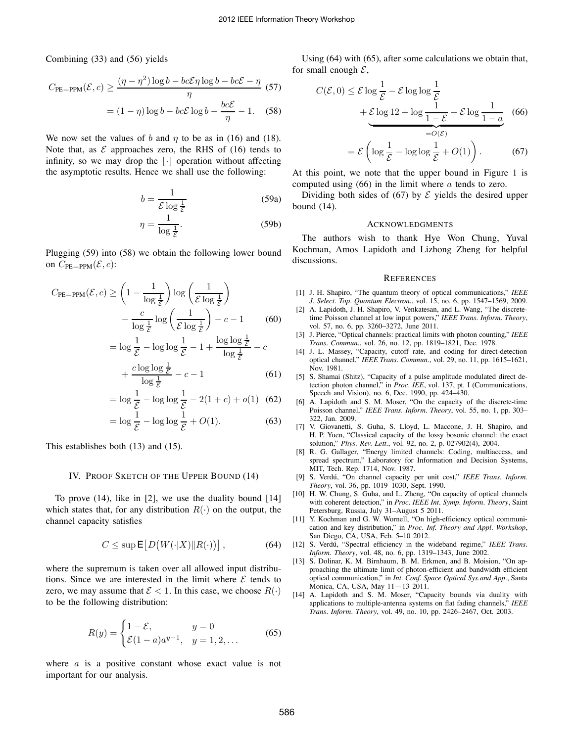Combining (33) and (56) yields

$$C_{\text{PE-PPM}}(\mathcal{E}, c) \geq \frac{(\eta - \eta^2)\log b - bc\mathcal{E}\eta \log b - bc\mathcal{E} - \eta}{\eta} \quad (57)$$

$$= (1-\eta)\log b - bc\mathcal{E}\log b - \frac{bc\mathcal{E}}{\eta} - 1. \quad (58)$$

We now set the values of $b$ and $\eta$ to be as in (16) and (18). Note that, as $\mathcal{E}$ approaches zero, the RHS of (16) tends to infinity, so we may drop the $\lfloor\cdot\rfloor$ operation without affecting the asymptotic results. Hence we shall use the following:

$$b = \frac{1}{\mathcal{E}\log\frac{1}{\mathcal{E}}} \quad (59a)$$

$$\eta = \frac{1}{\log\frac{1}{\mathcal{E}}}. \quad (59b)$$

Plugging (59) into (58) we obtain the following lower bound on $C_{\text{PE-PPM}}(\mathcal{E}, c)$:

$$C_{\text{PE-PPM}}(\mathcal{E}, c) \geq \left(1 - \frac{1}{\log\frac{1}{\mathcal{E}}}\right)\log\left(\frac{1}{\mathcal{E}\log\frac{1}{\mathcal{E}}}\right) - \frac{c}{\log\frac{1}{\mathcal{E}}}\log\left(\frac{1}{\mathcal{E}\log\frac{1}{\mathcal{E}}}\right) - c - 1 \quad (60)$$

$$= \log\frac{1}{\mathcal{E}} - \log\log\frac{1}{\mathcal{E}} - 1 + \frac{\log\log\frac{1}{\mathcal{E}}}{\log\frac{1}{\mathcal{E}}} - c + \frac{c\log\log\frac{1}{\mathcal{E}}}{\log\frac{1}{\mathcal{E}}} - c - 1 \quad (61)$$

$$= \log\frac{1}{\mathcal{E}} - \log\log\frac{1}{\mathcal{E}} - 2(1+c) + o(1) \quad (62)$$

$$= \log\frac{1}{\mathcal{E}} - \log\log\frac{1}{\mathcal{E}} + O(1). \quad (63)$$

This establishes both (13) and (15).

## IV. Proof Sketch of the Upper Bound (14)

To prove (14), like in [2], we use the duality bound [14] which states that, for any distribution $R(\cdot)$ on the output, the channel capacity satisfies

$$C \leq \sup \mathsf{E}\left[D\big(W(\cdot|X)\|R(\cdot)\big)\right], \quad (64)$$

where the supremum is taken over all allowed input distributions. Since we are interested in the limit where $\mathcal{E}$ tends to zero, we may assume that $\mathcal{E} < 1$. In this case, we choose $R(\cdot)$ to be the following distribution:

$$R(y) = \begin{cases} 1 - \mathcal{E}, & y = 0 \\ \mathcal{E}(1-a)a^{y-1}, & y = 1, 2, \ldots \end{cases} \quad (65)$$

where $a$ is a positive constant whose exact value is not important for our analysis.

Using (64) with (65), after some calculations we obtain that, for small enough $\mathcal{E}$,

$$C(\mathcal{E}, 0) \leq \mathcal{E}\log\frac{1}{\mathcal{E}} - \mathcal{E}\log\log\frac{1}{\mathcal{E}} + \underbrace{\mathcal{E}\log 12 + \log\frac{1}{1-\mathcal{E}} + \mathcal{E}\log\frac{1}{1-a}}_{=O(\mathcal{E})} \quad (66)$$

$$= \mathcal{E}\left(\log\frac{1}{\mathcal{E}} - \log\log\frac{1}{\mathcal{E}} + O(1)\right). \quad (67)$$

At this point, we note that the upper bound in Figure 1 is computed using (66) in the limit where $a$ tends to zero.

Dividing both sides of (67) by $\mathcal{E}$ yields the desired upper bound (14).

## Acknowledgments

The authors wish to thank Hye Won Chung, Yuval Kochman, Amos Lapidoth and Lizhong Zheng for helpful discussions.

## References

[1] J. H. Shapiro, "The quantum theory of optical communications," *IEEE J. Select. Top. Quantum Electron.*, vol. 15, no. 6, pp. 1547–1569, 2009.

[2] A. Lapidoth, J. H. Shapiro, V. Venkatesan, and L. Wang, "The discrete-time Poisson channel at low input powers," *IEEE Trans. Inform. Theory*, vol. 57, no. 6, pp. 3260–3272, June 2011.

[3] J. Pierce, "Optical channels: practical limits with photon counting," *IEEE Trans. Commun.*, vol. 26, no. 12, pp. 1819–1821, Dec. 1978.

[4] J. L. Massey, "Capacity, cutoff rate, and coding for direct-detection optical channel," *IEEE Trans. Commun.*, vol. 29, no. 11, pp. 1615–1621, Nov. 1981.

[5] S. Shamai (Shitz), "Capacity of a pulse amplitude modulated direct detection photon channel," in *Proc. IEE*, vol. 137, pt. I (Communications, Speech and Vision), no. 6, Dec. 1990, pp. 424–430.

[6] A. Lapidoth and S. M. Moser, "On the capacity of the discrete-time Poisson channel," *IEEE Trans. Inform. Theory*, vol. 55, no. 1, pp. 303–322, Jan. 2009.

[7] V. Giovanetti, S. Guha, S. Lloyd, L. Maccone, J. H. Shapiro, and H. P. Yuen, "Classical capacity of the lossy bosonic channel: the exact solution," *Phys. Rev. Lett.*, vol. 92, no. 2, p. 027902(4), 2004.

[8] R. G. Gallager, "Energy limited channels: Coding, multiaccess, and spread spectrum," Laboratory for Information and Decision Systems, MIT, Tech. Rep. 1714, Nov. 1987.

[9] S. Verdú, "On channel capacity per unit cost," *IEEE Trans. Inform. Theory*, vol. 36, pp. 1019–1030, Sept. 1990.

[10] H. W. Chung, S. Guha, and L. Zheng, "On capacity of optical channels with coherent detection," in *Proc. IEEE Int. Symp. Inform. Theory*, Saint Petersburg, Russia, July 31–August 5 2011.

[11] Y. Kochman and G. W. Wornell, "On high-efficiency optical communication and key distribution," in *Proc. Inf. Theory and Appl. Workshop*, San Diego, CA, USA, Feb. 5–10 2012.

[12] S. Verdú, "Spectral efficiency in the wideband regime," *IEEE Trans. Inform. Theory*, vol. 48, no. 6, pp. 1319–1343, June 2002.

[13] S. Dolinar, K. M. Birnbaum, B. M. Erkmen, and B. Moision, "On approaching the ultimate limit of photon-efficient and bandwidth efficient optical communication," in *Int. Conf. Space Optical Sys.and App.*, Santa Monica, CA, USA, May 11—13 2011.

[14] A. Lapidoth and S. M. Moser, "Capacity bounds via duality with applications to multiple-antenna systems on flat fading channels," *IEEE Trans. Inform. Theory*, vol. 49, no. 10, pp. 2426–2467, Oct. 2003.